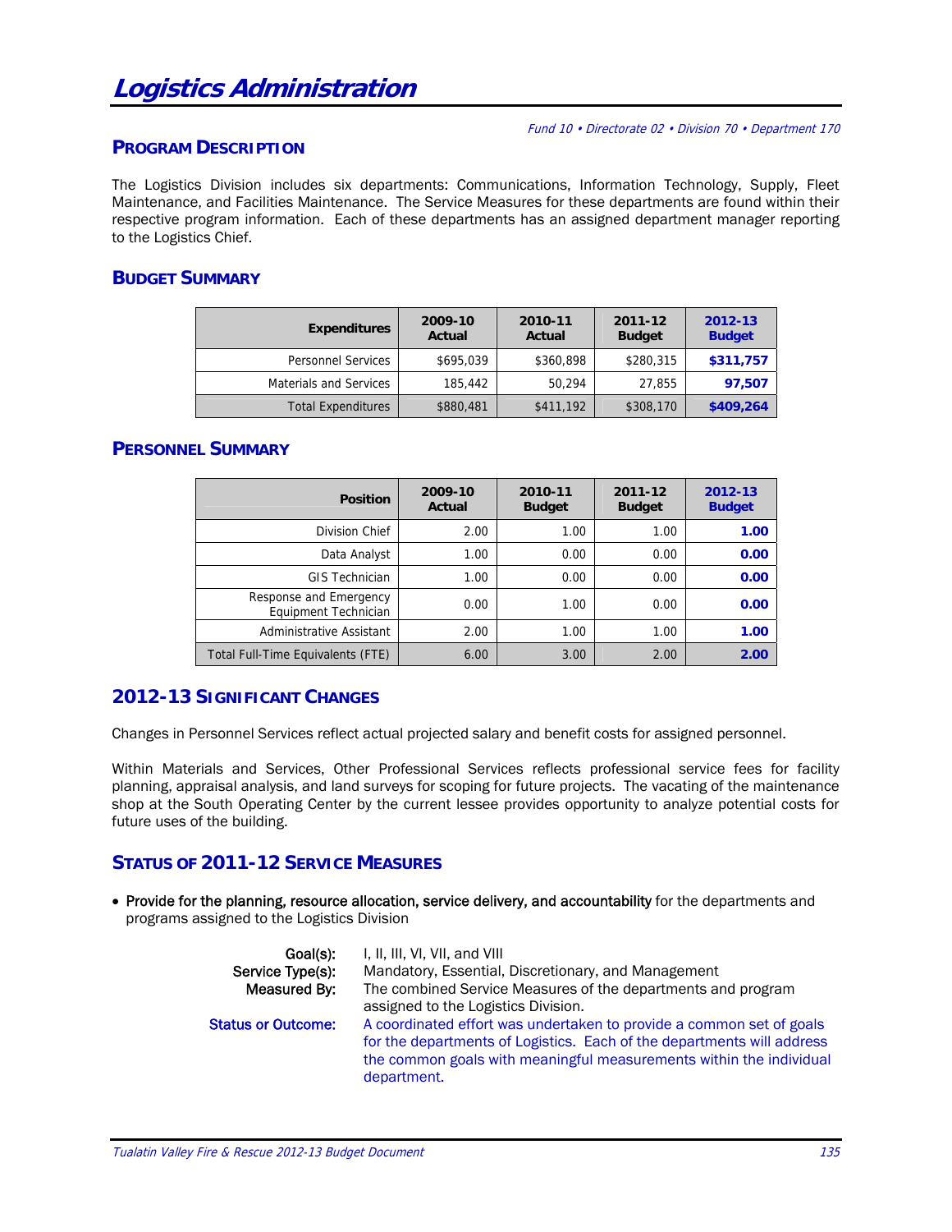# Logistics Administration

*Fund 10 • Directorate 02 • Division 70 • Department 170*

## PROGRAM DESCRIPTION

The Logistics Division includes six departments: Communications, Information Technology, Supply, Fleet Maintenance, and Facilities Maintenance. The Service Measures for these departments are found within their respective program information. Each of these departments has an assigned department manager reporting to the Logistics Chief.

## BUDGET SUMMARY

| Expenditures | 2009-10 Actual | 2010-11 Actual | 2011-12 Budget | 2012-13 Budget |
|---|---|---|---|---|
| Personnel Services | $695,039 | $360,898 | $280,315 | **$311,757** |
| Materials and Services | 185,442 | 50,294 | 27,855 | **97,507** |
| Total Expenditures | $880,481 | $411,192 | $308,170 | **$409,264** |

## PERSONNEL SUMMARY

| Position | 2009-10 Actual | 2010-11 Budget | 2011-12 Budget | 2012-13 Budget |
|---|---|---|---|---|
| Division Chief | 2.00 | 1.00 | 1.00 | **1.00** |
| Data Analyst | 1.00 | 0.00 | 0.00 | **0.00** |
| GIS Technician | 1.00 | 0.00 | 0.00 | **0.00** |
| Response and Emergency Equipment Technician | 0.00 | 1.00 | 0.00 | **0.00** |
| Administrative Assistant | 2.00 | 1.00 | 1.00 | **1.00** |
| Total Full-Time Equivalents (FTE) | 6.00 | 3.00 | 2.00 | **2.00** |

## 2012-13 SIGNIFICANT CHANGES

Changes in Personnel Services reflect actual projected salary and benefit costs for assigned personnel.

Within Materials and Services, Other Professional Services reflects professional service fees for facility planning, appraisal analysis, and land surveys for scoping for future projects. The vacating of the maintenance shop at the South Operating Center by the current lessee provides opportunity to analyze potential costs for future uses of the building.

## STATUS OF 2011-12 SERVICE MEASURES

- **Provide for the planning, resource allocation, service delivery, and accountability** for the departments and programs assigned to the Logistics Division

  **Goal(s):** I, II, III, VI, VII, and VIII
  **Service Type(s):** Mandatory, Essential, Discretionary, and Management
  **Measured By:** The combined Service Measures of the departments and program assigned to the Logistics Division.
  **Status or Outcome:** A coordinated effort was undertaken to provide a common set of goals for the departments of Logistics. Each of the departments will address the common goals with meaningful measurements within the individual department.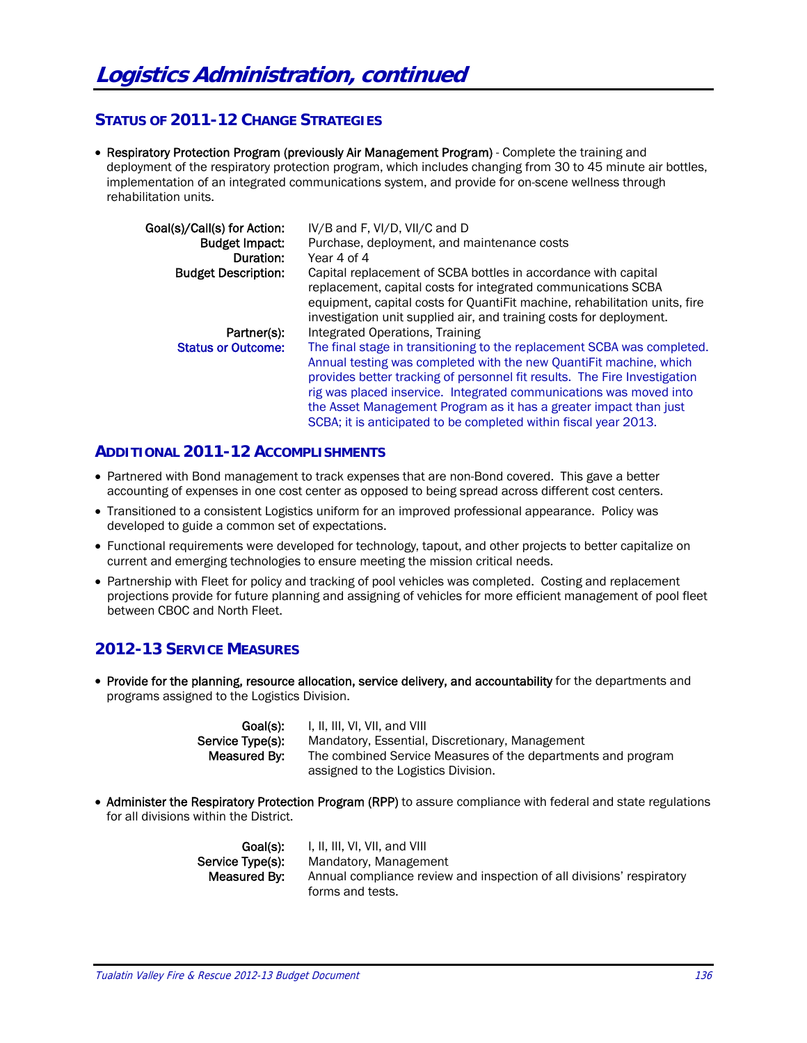# Logistics Administration, continued

## Status of 2011-12 Change Strategies

- **Respiratory Protection Program (previously Air Management Program)** - Complete the training and deployment of the respiratory protection program, which includes changing from 30 to 45 minute air bottles, implementation of an integrated communications system, and provide for on-scene wellness through rehabilitation units.

| | |
|---|---|
| **Goal(s)/Call(s) for Action:** | IV/B and F, VI/D, VII/C and D |
| **Budget Impact:** | Purchase, deployment, and maintenance costs |
| **Duration:** | Year 4 of 4 |
| **Budget Description:** | Capital replacement of SCBA bottles in accordance with capital replacement, capital costs for integrated communications SCBA equipment, capital costs for QuantiFit machine, rehabilitation units, fire investigation unit supplied air, and training costs for deployment. |
| **Partner(s):** | Integrated Operations, Training |
| **Status or Outcome:** | The final stage in transitioning to the replacement SCBA was completed. Annual testing was completed with the new QuantiFit machine, which provides better tracking of personnel fit results. The Fire Investigation rig was placed inservice. Integrated communications was moved into the Asset Management Program as it has a greater impact than just SCBA; it is anticipated to be completed within fiscal year 2013. |

## Additional 2011-12 Accomplishments

- Partnered with Bond management to track expenses that are non-Bond covered. This gave a better accounting of expenses in one cost center as opposed to being spread across different cost centers.
- Transitioned to a consistent Logistics uniform for an improved professional appearance. Policy was developed to guide a common set of expectations.
- Functional requirements were developed for technology, tapout, and other projects to better capitalize on current and emerging technologies to ensure meeting the mission critical needs.
- Partnership with Fleet for policy and tracking of pool vehicles was completed. Costing and replacement projections provide for future planning and assigning of vehicles for more efficient management of pool fleet between CBOC and North Fleet.

## 2012-13 Service Measures

- **Provide for the planning, resource allocation, service delivery, and accountability** for the departments and programs assigned to the Logistics Division.

| | |
|---|---|
| **Goal(s):** | I, II, III, VI, VII, and VIII |
| **Service Type(s):** | Mandatory, Essential, Discretionary, Management |
| **Measured By:** | The combined Service Measures of the departments and program assigned to the Logistics Division. |

- **Administer the Respiratory Protection Program (RPP)** to assure compliance with federal and state regulations for all divisions within the District.

| | |
|---|---|
| **Goal(s):** | I, II, III, VI, VII, and VIII |
| **Service Type(s):** | Mandatory, Management |
| **Measured By:** | Annual compliance review and inspection of all divisions' respiratory forms and tests. |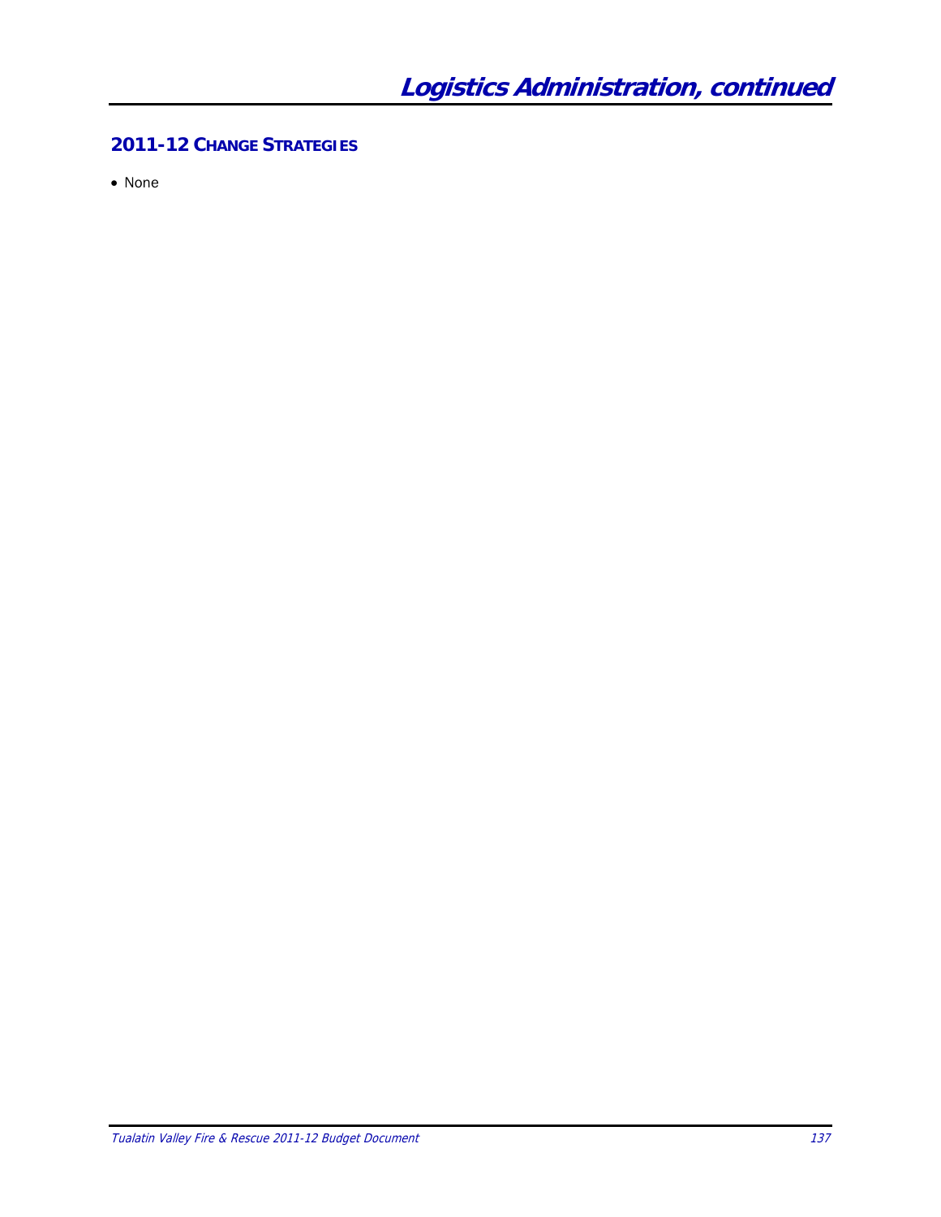## 2011-12 Change Strategies

- None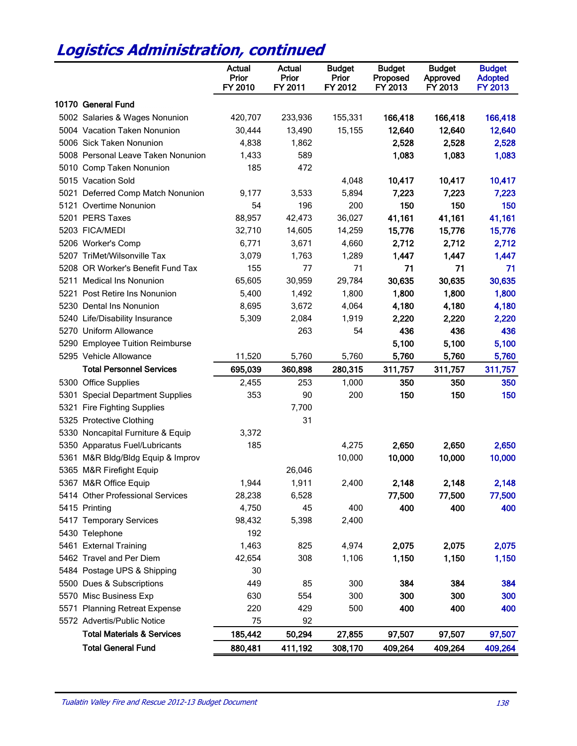# Logistics Administration, continued

| | Actual Prior FY 2010 | Actual Prior FY 2011 | Budget Prior FY 2012 | Budget Proposed FY 2013 | Budget Approved FY 2013 | Budget Adopted FY 2013 |
|---|---|---|---|---|---|---|
| **10170 General Fund** | | | | | | |
| 5002 Salaries & Wages Nonunion | 420,707 | 233,936 | 155,331 | 166,418 | 166,418 | 166,418 |
| 5004 Vacation Taken Nonunion | 30,444 | 13,490 | 15,155 | 12,640 | 12,640 | 12,640 |
| 5006 Sick Taken Nonunion | 4,838 | 1,862 | | 2,528 | 2,528 | 2,528 |
| 5008 Personal Leave Taken Nonunion | 1,433 | 589 | | 1,083 | 1,083 | 1,083 |
| 5010 Comp Taken Nonunion | 185 | 472 | | | | |
| 5015 Vacation Sold | | | 4,048 | 10,417 | 10,417 | 10,417 |
| 5021 Deferred Comp Match Nonunion | 9,177 | 3,533 | 5,894 | 7,223 | 7,223 | 7,223 |
| 5121 Overtime Nonunion | 54 | 196 | 200 | 150 | 150 | 150 |
| 5201 PERS Taxes | 88,957 | 42,473 | 36,027 | 41,161 | 41,161 | 41,161 |
| 5203 FICA/MEDI | 32,710 | 14,605 | 14,259 | 15,776 | 15,776 | 15,776 |
| 5206 Worker's Comp | 6,771 | 3,671 | 4,660 | 2,712 | 2,712 | 2,712 |
| 5207 TriMet/Wilsonville Tax | 3,079 | 1,763 | 1,289 | 1,447 | 1,447 | 1,447 |
| 5208 OR Worker's Benefit Fund Tax | 155 | 77 | 71 | 71 | 71 | 71 |
| 5211 Medical Ins Nonunion | 65,605 | 30,959 | 29,784 | 30,635 | 30,635 | 30,635 |
| 5221 Post Retire Ins Nonunion | 5,400 | 1,492 | 1,800 | 1,800 | 1,800 | 1,800 |
| 5230 Dental Ins Nonunion | 8,695 | 3,672 | 4,064 | 4,180 | 4,180 | 4,180 |
| 5240 Life/Disability Insurance | 5,309 | 2,084 | 1,919 | 2,220 | 2,220 | 2,220 |
| 5270 Uniform Allowance | | 263 | 54 | 436 | 436 | 436 |
| 5290 Employee Tuition Reimburse | | | | 5,100 | 5,100 | 5,100 |
| 5295 Vehicle Allowance | 11,520 | 5,760 | 5,760 | 5,760 | 5,760 | 5,760 |
| **Total Personnel Services** | **695,039** | **360,898** | **280,315** | **311,757** | **311,757** | **311,757** |
| 5300 Office Supplies | 2,455 | 253 | 1,000 | 350 | 350 | 350 |
| 5301 Special Department Supplies | 353 | 90 | 200 | 150 | 150 | 150 |
| 5321 Fire Fighting Supplies | | 7,700 | | | | |
| 5325 Protective Clothing | | 31 | | | | |
| 5330 Noncapital Furniture & Equip | 3,372 | | | | | |
| 5350 Apparatus Fuel/Lubricants | 185 | | 4,275 | 2,650 | 2,650 | 2,650 |
| 5361 M&R Bldg/Bldg Equip & Improv | | | 10,000 | 10,000 | 10,000 | 10,000 |
| 5365 M&R Firefight Equip | | 26,046 | | | | |
| 5367 M&R Office Equip | 1,944 | 1,911 | 2,400 | 2,148 | 2,148 | 2,148 |
| 5414 Other Professional Services | 28,238 | 6,528 | | 77,500 | 77,500 | 77,500 |
| 5415 Printing | 4,750 | 45 | 400 | 400 | 400 | 400 |
| 5417 Temporary Services | 98,432 | 5,398 | 2,400 | | | |
| 5430 Telephone | 192 | | | | | |
| 5461 External Training | 1,463 | 825 | 4,974 | 2,075 | 2,075 | 2,075 |
| 5462 Travel and Per Diem | 42,654 | 308 | 1,106 | 1,150 | 1,150 | 1,150 |
| 5484 Postage UPS & Shipping | 30 | | | | | |
| 5500 Dues & Subscriptions | 449 | 85 | 300 | 384 | 384 | 384 |
| 5570 Misc Business Exp | 630 | 554 | 300 | 300 | 300 | 300 |
| 5571 Planning Retreat Expense | 220 | 429 | 500 | 400 | 400 | 400 |
| 5572 Advertis/Public Notice | 75 | 92 | | | | |
| **Total Materials & Services** | **185,442** | **50,294** | **27,855** | **97,507** | **97,507** | **97,507** |
| **Total General Fund** | **880,481** | **411,192** | **308,170** | **409,264** | **409,264** | **409,264** |